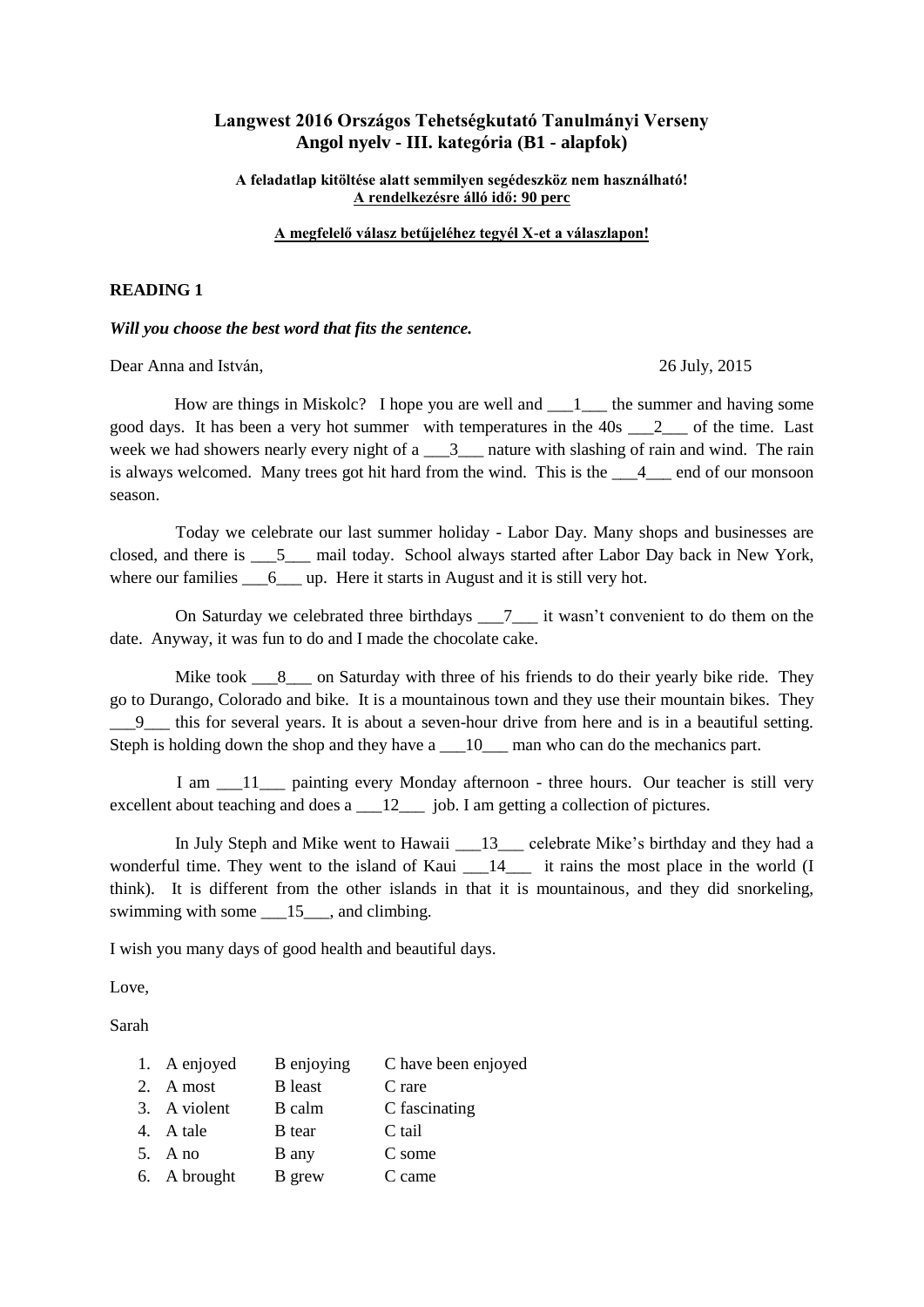**Langwest 2016 Országos Tehetségkutató Tanulmányi Verseny**
**Angol nyelv - III. kategória (B1 - alapfok)**

**A feladatlap kitöltése alatt semmilyen segédeszköz nem használható!**
**A rendelkezésre álló idő: 90 perc**

**A megfelelő válasz betűjeléhez tegyél X-et a válaszlapon!**

## READING 1

***Will you choose the best word that fits the sentence.***

Dear Anna and István, 26 July, 2015

How are things in Miskolc? I hope you are well and ___1___ the summer and having some good days. It has been a very hot summer with temperatures in the 40s ___2___ of the time. Last week we had showers nearly every night of a ___3___ nature with slashing of rain and wind. The rain is always welcomed. Many trees got hit hard from the wind. This is the ___4___ end of our monsoon season.

Today we celebrate our last summer holiday - Labor Day. Many shops and businesses are closed, and there is ___5___ mail today. School always started after Labor Day back in New York, where our families ___6___ up. Here it starts in August and it is still very hot.

On Saturday we celebrated three birthdays ___7___ it wasn't convenient to do them on the date. Anyway, it was fun to do and I made the chocolate cake.

Mike took ___8___ on Saturday with three of his friends to do their yearly bike ride. They go to Durango, Colorado and bike. It is a mountainous town and they use their mountain bikes. They ___9___ this for several years. It is about a seven-hour drive from here and is in a beautiful setting. Steph is holding down the shop and they have a ___10___ man who can do the mechanics part.

I am ___11___ painting every Monday afternoon - three hours. Our teacher is still very excellent about teaching and does a ___12___ job. I am getting a collection of pictures.

In July Steph and Mike went to Hawaii ___13___ celebrate Mike's birthday and they had a wonderful time. They went to the island of Kaui ___14___ it rains the most place in the world (I think). It is different from the other islands in that it is mountainous, and they did snorkeling, swimming with some ___15___, and climbing.

I wish you many days of good health and beautiful days.

Love,

Sarah

1. A enjoyed B enjoying C have been enjoyed
2. A most B least C rare
3. A violent B calm C fascinating
4. A tale B tear C tail
5. A no B any C some
6. A brought B grew C came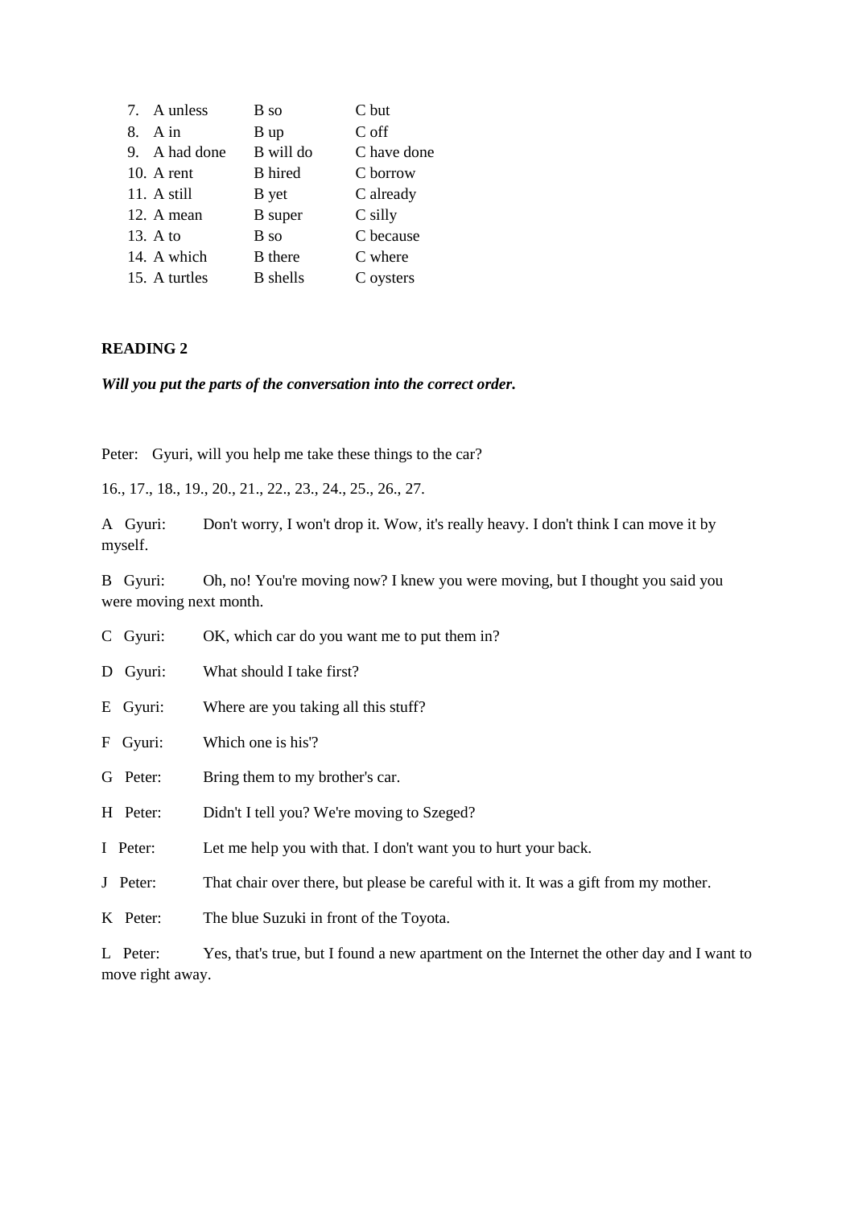7. A unless B so C but
8. A in B up C off
9. A had done B will do C have done
10. A rent B hired C borrow
11. A still B yet C already
12. A mean B super C silly
13. A to B so C because
14. A which B there C where
15. A turtles B shells C oysters

**READING 2**

***Will you put the parts of the conversation into the correct order.***

Peter: Gyuri, will you help me take these things to the car?

16., 17., 18., 19., 20., 21., 22., 23., 24., 25., 26., 27.

A Gyuri: Don't worry, I won't drop it. Wow, it's really heavy. I don't think I can move it by myself.

B Gyuri: Oh, no! You're moving now? I knew you were moving, but I thought you said you were moving next month.

C Gyuri: OK, which car do you want me to put them in?

D Gyuri: What should I take first?

E Gyuri: Where are you taking all this stuff?

F Gyuri: Which one is his'?

G Peter: Bring them to my brother's car.

H Peter: Didn't I tell you? We're moving to Szeged?

I Peter: Let me help you with that. I don't want you to hurt your back.

J Peter: That chair over there, but please be careful with it. It was a gift from my mother.

K Peter: The blue Suzuki in front of the Toyota.

L Peter: Yes, that's true, but I found a new apartment on the Internet the other day and I want to move right away.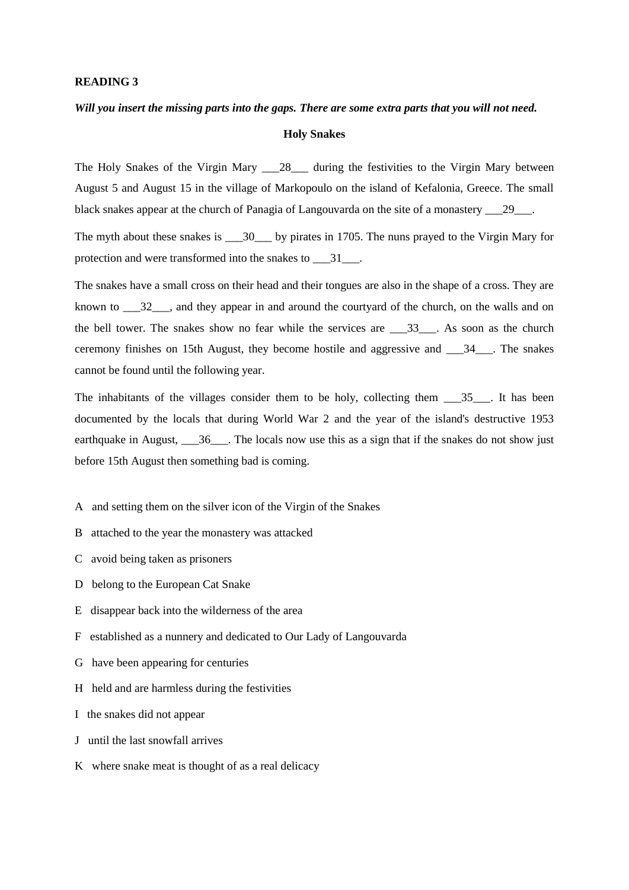**READING 3**

***Will you insert the missing parts into the gaps. There are some extra parts that you will not need.***

**Holy Snakes**

The Holy Snakes of the Virgin Mary ___28___ during the festivities to the Virgin Mary between August 5 and August 15 in the village of Markopoulo on the island of Kefalonia, Greece. The small black snakes appear at the church of Panagia of Langouvarda on the site of a monastery ___29___.

The myth about these snakes is ___30___ by pirates in 1705. The nuns prayed to the Virgin Mary for protection and were transformed into the snakes to ___31___.

The snakes have a small cross on their head and their tongues are also in the shape of a cross. They are known to ___32___, and they appear in and around the courtyard of the church, on the walls and on the bell tower. The snakes show no fear while the services are ___33___. As soon as the church ceremony finishes on 15th August, they become hostile and aggressive and ___34___. The snakes cannot be found until the following year.

The inhabitants of the villages consider them to be holy, collecting them ___35___. It has been documented by the locals that during World War 2 and the year of the island's destructive 1953 earthquake in August, ___36___. The locals now use this as a sign that if the snakes do not show just before 15th August then something bad is coming.

A   and setting them on the silver icon of the Virgin of the Snakes

B   attached to the year the monastery was attacked

C   avoid being taken as prisoners

D   belong to the European Cat Snake

E   disappear back into the wilderness of the area

F   established as a nunnery and dedicated to Our Lady of Langouvarda

G   have been appearing for centuries

H   held and are harmless during the festivities

I   the snakes did not appear

J   until the last snowfall arrives

K   where snake meat is thought of as a real delicacy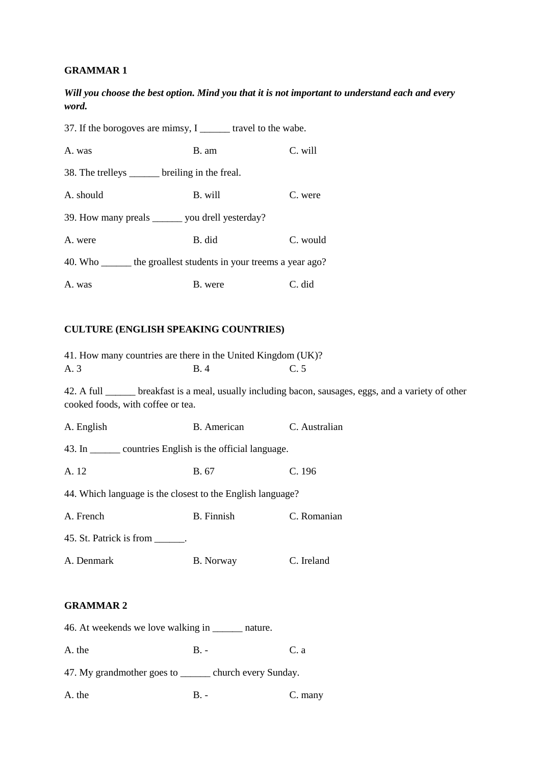**GRAMMAR 1**

***Will you choose the best option. Mind you that it is not important to understand each and every word.***

37. If the borogoves are mimsy, I ______ travel to the wabe.

A. was B. am C. will

38. The trelleys ______ breiling in the freal.

A. should B. will C. were

39. How many preals ______ you drell yesterday?

A. were B. did C. would

40. Who ______ the groallest students in your treems a year ago?

A. was B. were C. did

**CULTURE (ENGLISH SPEAKING COUNTRIES)**

41. How many countries are there in the United Kingdom (UK)?
A. 3 B. 4 C. 5

42. A full ______ breakfast is a meal, usually including bacon, sausages, eggs, and a variety of other cooked foods, with coffee or tea.

A. English B. American C. Australian

43. In ______ countries English is the official language.

A. 12 B. 67 C. 196

44. Which language is the closest to the English language?

A. French B. Finnish C. Romanian

45. St. Patrick is from ______.

A. Denmark B. Norway C. Ireland

**GRAMMAR 2**

46. At weekends we love walking in ______ nature.

A. the B. - C. a

47. My grandmother goes to ______ church every Sunday.

A. the B. - C. many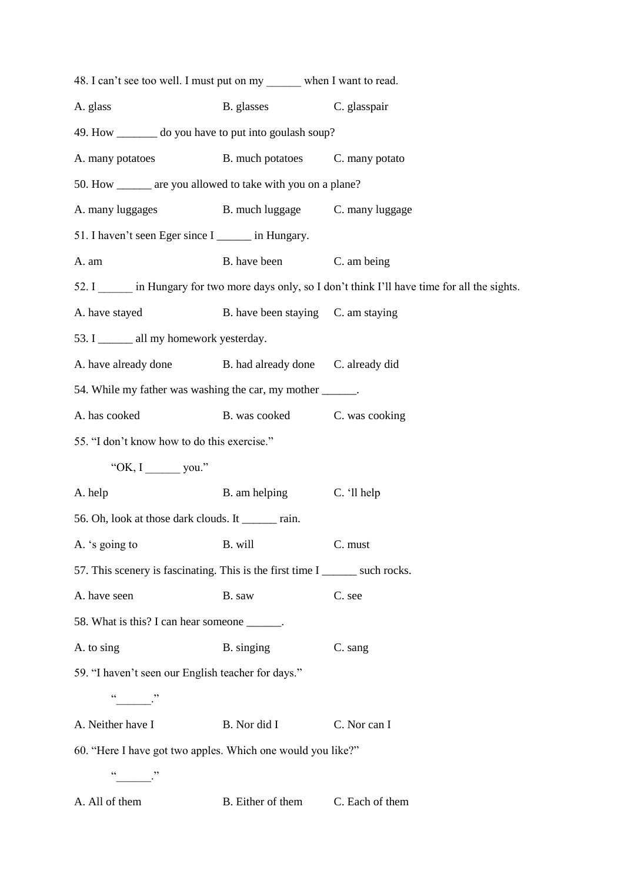48. I can’t see too well. I must put on my ______ when I want to read.

A. glass B. glasses C. glasspair

49. How _______ do you have to put into goulash soup?

A. many potatoes B. much potatoes C. many potato

50. How ______ are you allowed to take with you on a plane?

A. many luggages B. much luggage C. many luggage

51. I haven’t seen Eger since I ______ in Hungary.

A. am B. have been C. am being

52. I ______ in Hungary for two more days only, so I don’t think I’ll have time for all the sights.

A. have stayed B. have been staying C. am staying

53. I ______ all my homework yesterday.

A. have already done B. had already done C. already did

54. While my father was washing the car, my mother ______.

A. has cooked B. was cooked C. was cooking

55. “I don’t know how to do this exercise.”

“OK, I ______ you.”

A. help B. am helping C. ‘ll help

56. Oh, look at those dark clouds. It ______ rain.

A. ‘s going to B. will C. must

57. This scenery is fascinating. This is the first time I ______ such rocks.

A. have seen B. saw C. see

58. What is this? I can hear someone ______.

A. to sing B. singing C. sang

59. “I haven’t seen our English teacher for days.”

“______.”

A. Neither have I B. Nor did I C. Nor can I

60. “Here I have got two apples. Which one would you like?”

“______.”

A. All of them B. Either of them C. Each of them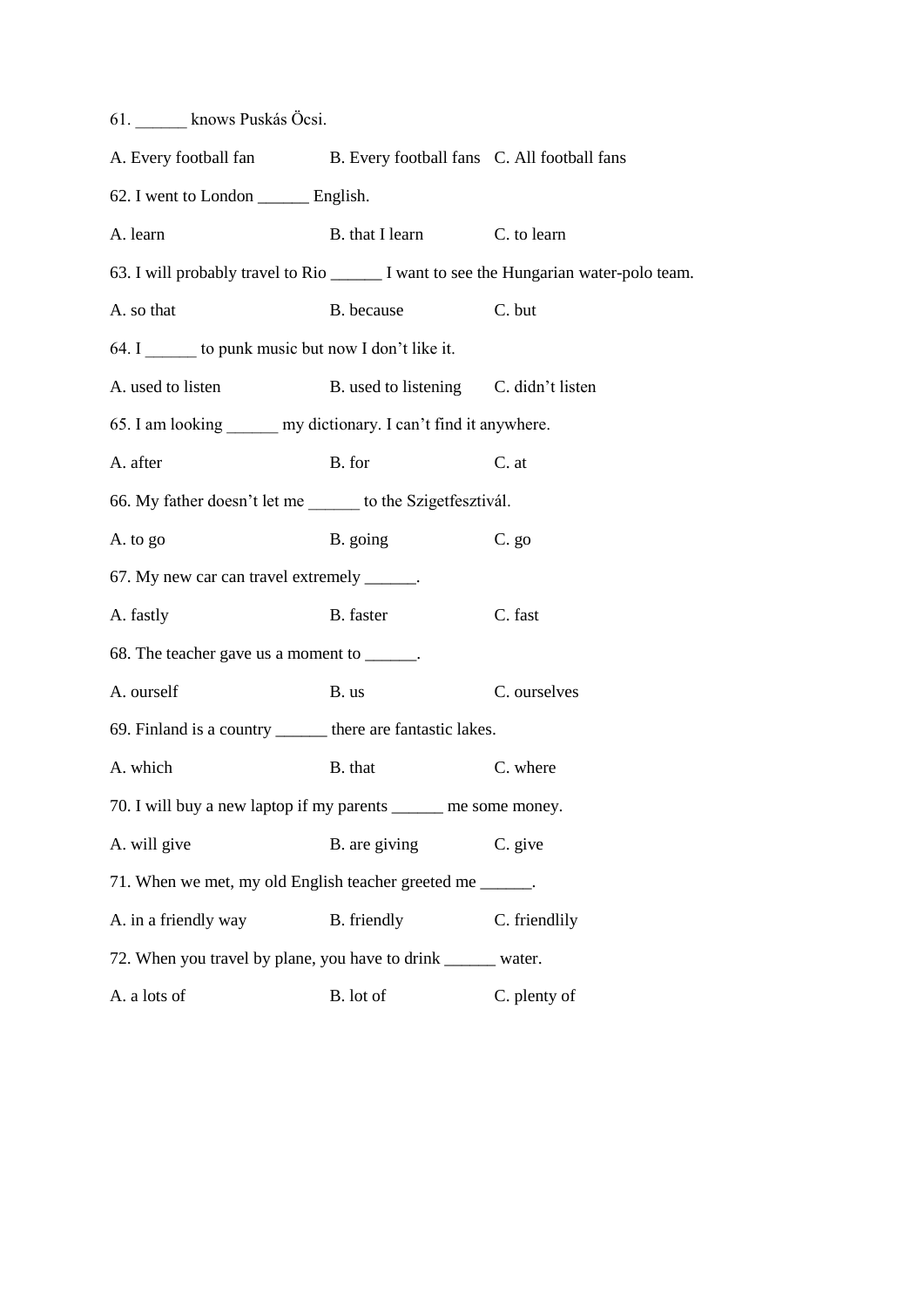61. ______ knows Puskás Öcsi.

A. Every football fan B. Every football fans C. All football fans

62. I went to London ______ English.

A. learn B. that I learn C. to learn

63. I will probably travel to Rio ______ I want to see the Hungarian water-polo team.

A. so that B. because C. but

64. I ______ to punk music but now I don't like it.

A. used to listen B. used to listening C. didn't listen

65. I am looking ______ my dictionary. I can't find it anywhere.

A. after B. for C. at

66. My father doesn't let me ______ to the Szigetfesztivál.

A. to go B. going C. go

67. My new car can travel extremely ______.

A. fastly B. faster C. fast

68. The teacher gave us a moment to ______.

A. ourself B. us C. ourselves

69. Finland is a country ______ there are fantastic lakes.

A. which B. that C. where

70. I will buy a new laptop if my parents ______ me some money.

A. will give B. are giving C. give

71. When we met, my old English teacher greeted me ______.

A. in a friendly way B. friendly C. friendlily

72. When you travel by plane, you have to drink ______ water.

A. a lots of B. lot of C. plenty of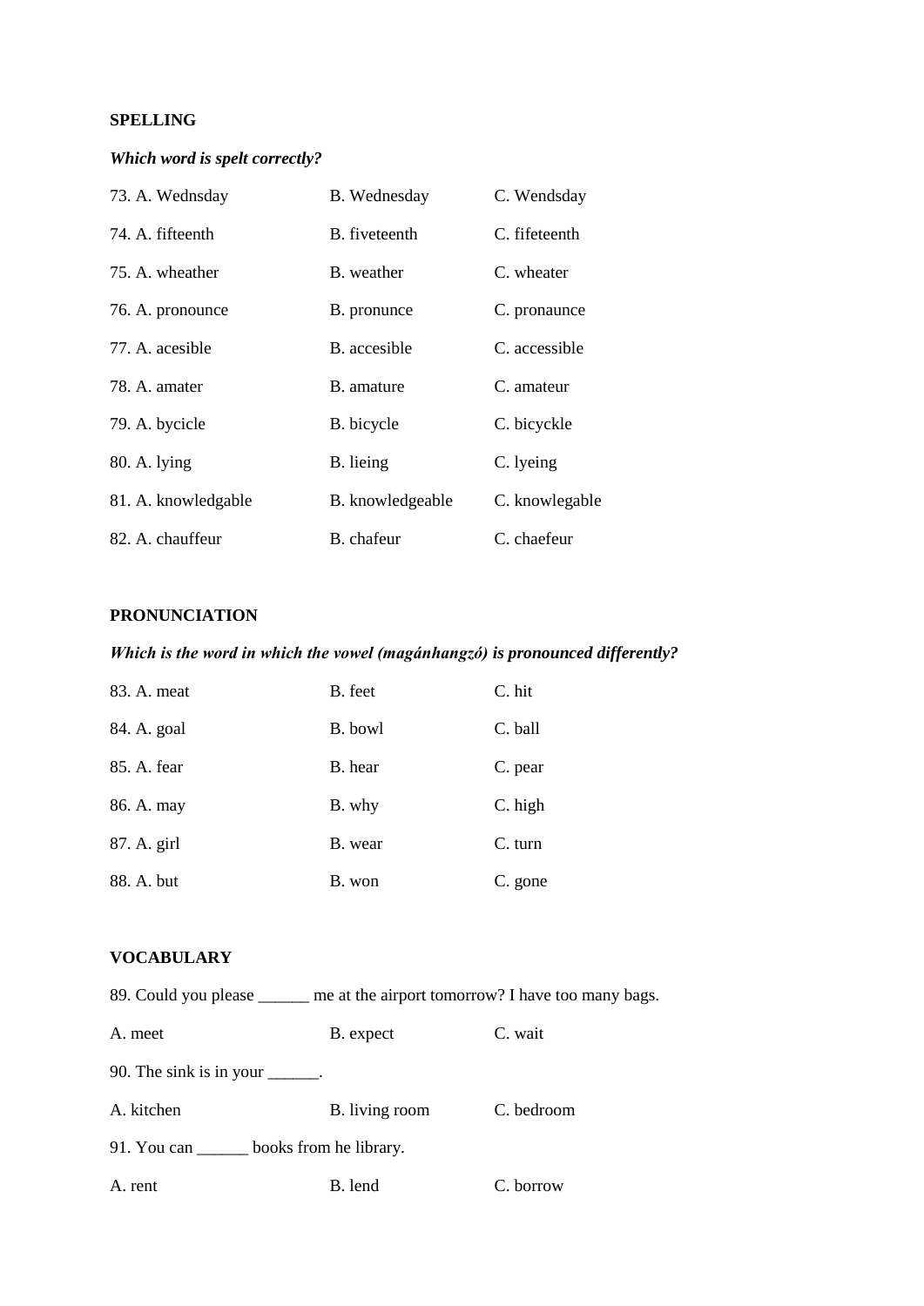**SPELLING**

***Which word is spelt correctly?***

73. A. Wednsday B. Wednesday C. Wendsday

74. A. fifteenth B. fiveteenth C. fifeteenth

75. A. wheather B. weather C. wheater

76. A. pronounce B. pronunce C. pronaunce

77. A. acesible B. accesible C. accessible

78. A. amater B. amature C. amateur

79. A. bycicle B. bicycle C. bicyckle

80. A. lying B. lieing C. lyeing

81. A. knowledgable B. knowledgeable C. knowlegable

82. A. chauffeur B. chafeur C. chaefeur

**PRONUNCIATION**

***Which is the word in which the vowel (magánhangzó) is pronounced differently?***

83. A. meat B. feet C. hit

84. A. goal B. bowl C. ball

85. A. fear B. hear C. pear

86. A. may B. why C. high

87. A. girl B. wear C. turn

88. A. but B. won C. gone

**VOCABULARY**

89. Could you please ______ me at the airport tomorrow? I have too many bags.

A. meet B. expect C. wait

90. The sink is in your ______.

A. kitchen B. living room C. bedroom

91. You can ______ books from he library.

A. rent B. lend C. borrow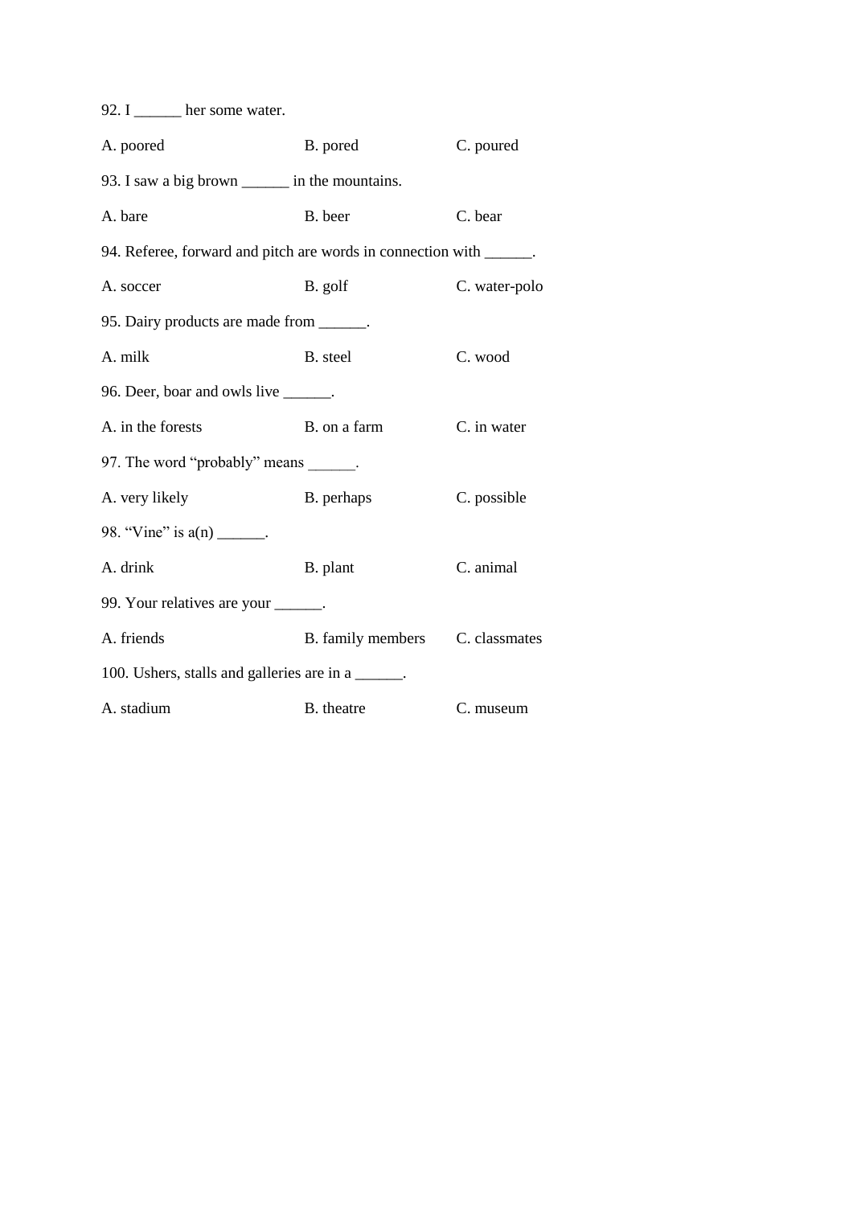92. I ______ her some water.

A. poored B. pored C. poured

93. I saw a big brown ______ in the mountains.

A. bare B. beer C. bear

94. Referee, forward and pitch are words in connection with ______.

A. soccer B. golf C. water-polo

95. Dairy products are made from ______.

A. milk B. steel C. wood

96. Deer, boar and owls live ______.

A. in the forests B. on a farm C. in water

97. The word "probably" means ______.

A. very likely B. perhaps C. possible

98. "Vine" is a(n) ______.

A. drink B. plant C. animal

99. Your relatives are your ______.

A. friends B. family members C. classmates

100. Ushers, stalls and galleries are in a ______.

A. stadium B. theatre C. museum